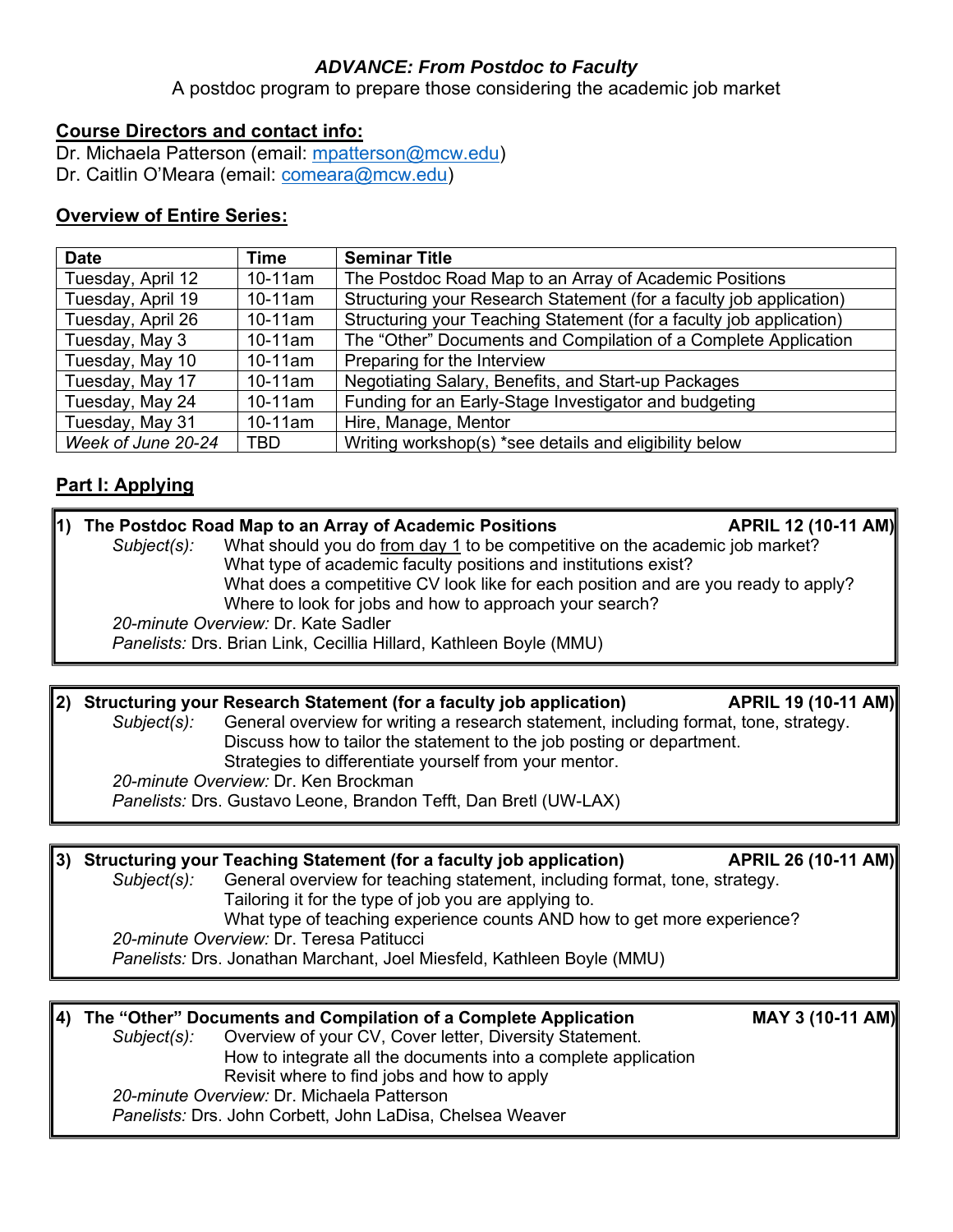***ADVANCE: From Postdoc to Faculty***

A postdoc program to prepare those considering the academic job market

**Course Directors and contact info:**

Dr. Michaela Patterson (email: mpatterson@mcw.edu)
Dr. Caitlin O'Meara (email: comeara@mcw.edu)

**Overview of Entire Series:**

| Date | Time | Seminar Title |
|---|---|---|
| Tuesday, April 12 | 10-11am | The Postdoc Road Map to an Array of Academic Positions |
| Tuesday, April 19 | 10-11am | Structuring your Research Statement (for a faculty job application) |
| Tuesday, April 26 | 10-11am | Structuring your Teaching Statement (for a faculty job application) |
| Tuesday, May 3 | 10-11am | The "Other" Documents and Compilation of a Complete Application |
| Tuesday, May 10 | 10-11am | Preparing for the Interview |
| Tuesday, May 17 | 10-11am | Negotiating Salary, Benefits, and Start-up Packages |
| Tuesday, May 24 | 10-11am | Funding for an Early-Stage Investigator and budgeting |
| Tuesday, May 31 | 10-11am | Hire, Manage, Mentor |
| *Week of June 20-24* | TBD | Writing workshop(s) *see details and eligibility below |

**Part I: Applying**

**1) The Postdoc Road Map to an Array of Academic Positions** — **APRIL 12 (10-11 AM)**

*Subject(s):* What should you do from day 1 to be competitive on the academic job market?
What type of academic faculty positions and institutions exist?
What does a competitive CV look like for each position and are you ready to apply?
Where to look for jobs and how to approach your search?

*20-minute Overview:* Dr. Kate Sadler

*Panelists:* Drs. Brian Link, Cecillia Hillard, Kathleen Boyle (MMU)

**2) Structuring your Research Statement (for a faculty job application)** — **APRIL 19 (10-11 AM)**

*Subject(s):* General overview for writing a research statement, including format, tone, strategy.
Discuss how to tailor the statement to the job posting or department.
Strategies to differentiate yourself from your mentor.

*20-minute Overview:* Dr. Ken Brockman

*Panelists:* Drs. Gustavo Leone, Brandon Tefft, Dan Bretl (UW-LAX)

**3) Structuring your Teaching Statement (for a faculty job application)** — **APRIL 26 (10-11 AM)**

*Subject(s):* General overview for teaching statement, including format, tone, strategy.
Tailoring it for the type of job you are applying to.
What type of teaching experience counts AND how to get more experience?

*20-minute Overview:* Dr. Teresa Patitucci

*Panelists:* Drs. Jonathan Marchant, Joel Miesfeld, Kathleen Boyle (MMU)

**4) The "Other" Documents and Compilation of a Complete Application** — **MAY 3 (10-11 AM)**

*Subject(s):* Overview of your CV, Cover letter, Diversity Statement.
How to integrate all the documents into a complete application
Revisit where to find jobs and how to apply

*20-minute Overview:* Dr. Michaela Patterson

*Panelists:* Drs. John Corbett, John LaDisa, Chelsea Weaver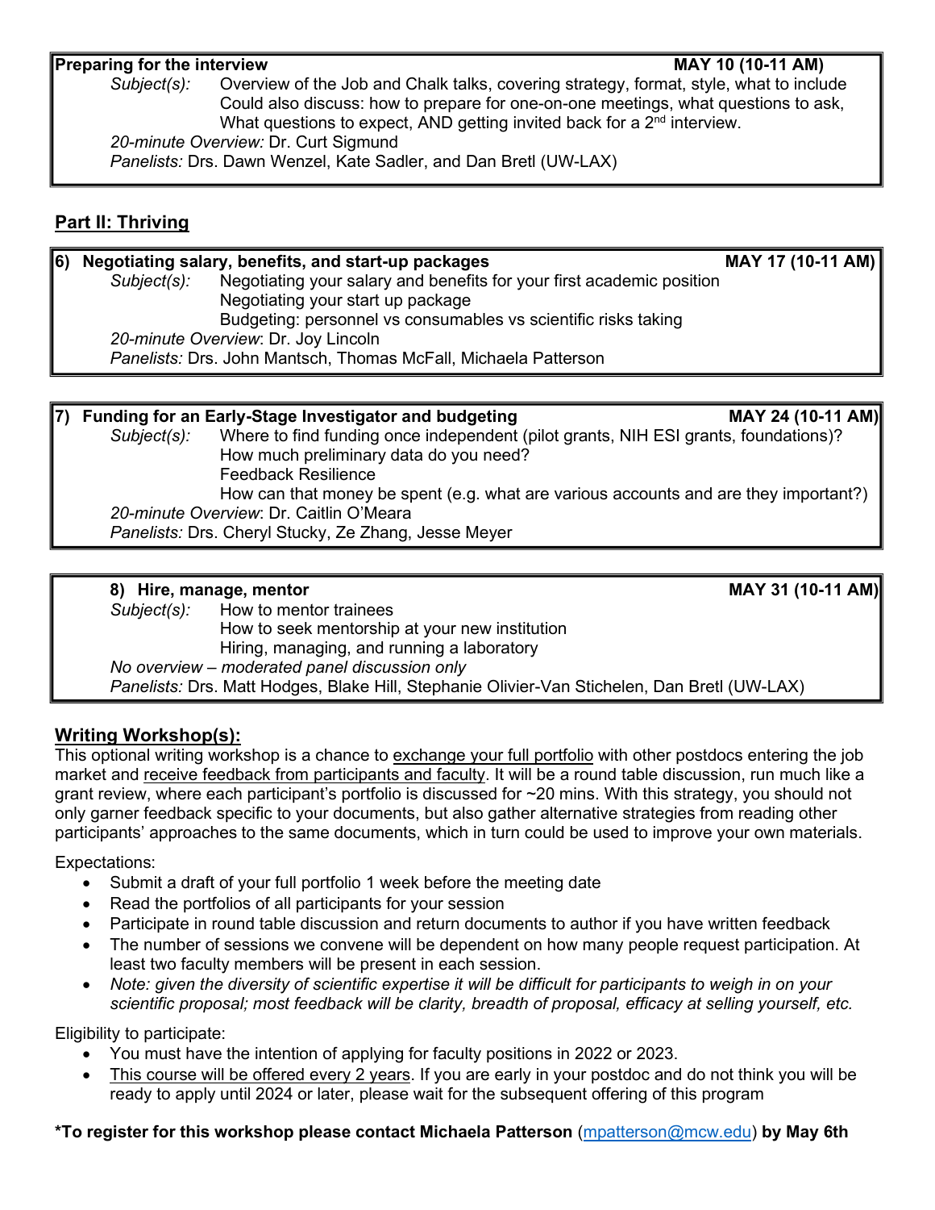**Preparing for the interview** **MAY 10 (10-11 AM)**

*Subject(s):* Overview of the Job and Chalk talks, covering strategy, format, style, what to include
Could also discuss: how to prepare for one-on-one meetings, what questions to ask,
What questions to expect, AND getting invited back for a 2nd interview.

*20-minute Overview:* Dr. Curt Sigmund

*Panelists:* Drs. Dawn Wenzel, Kate Sadler, and Dan Bretl (UW-LAX)

## Part II: Thriving

**6) Negotiating salary, benefits, and start-up packages** **MAY 17 (10-11 AM)**

*Subject(s):* Negotiating your salary and benefits for your first academic position
Negotiating your start up package
Budgeting: personnel vs consumables vs scientific risks taking

*20-minute Overview*: Dr. Joy Lincoln

*Panelists:* Drs. John Mantsch, Thomas McFall, Michaela Patterson

**7) Funding for an Early-Stage Investigator and budgeting** **MAY 24 (10-11 AM)**

*Subject(s):* Where to find funding once independent (pilot grants, NIH ESI grants, foundations)?
How much preliminary data do you need?
Feedback Resilience
How can that money be spent (e.g. what are various accounts and are they important?)

*20-minute Overview*: Dr. Caitlin O'Meara

*Panelists:* Drs. Cheryl Stucky, Ze Zhang, Jesse Meyer

**8) Hire, manage, mentor** **MAY 31 (10-11 AM)**

*Subject(s):* How to mentor trainees
How to seek mentorship at your new institution
Hiring, managing, and running a laboratory

*No overview – moderated panel discussion only*

*Panelists:* Drs. Matt Hodges, Blake Hill, Stephanie Olivier-Van Stichelen, Dan Bretl (UW-LAX)

## Writing Workshop(s):

This optional writing workshop is a chance to exchange your full portfolio with other postdocs entering the job market and receive feedback from participants and faculty. It will be a round table discussion, run much like a grant review, where each participant's portfolio is discussed for ~20 mins. With this strategy, you should not only garner feedback specific to your documents, but also gather alternative strategies from reading other participants' approaches to the same documents, which in turn could be used to improve your own materials.

Expectations:

- Submit a draft of your full portfolio 1 week before the meeting date
- Read the portfolios of all participants for your session
- Participate in round table discussion and return documents to author if you have written feedback
- The number of sessions we convene will be dependent on how many people request participation. At least two faculty members will be present in each session.
- *Note: given the diversity of scientific expertise it will be difficult for participants to weigh in on your scientific proposal; most feedback will be clarity, breadth of proposal, efficacy at selling yourself, etc.*

Eligibility to participate:

- You must have the intention of applying for faculty positions in 2022 or 2023.
- This course will be offered every 2 years. If you are early in your postdoc and do not think you will be ready to apply until 2024 or later, please wait for the subsequent offering of this program

**\*To register for this workshop please contact Michaela Patterson** (mpatterson@mcw.edu) **by May 6th**